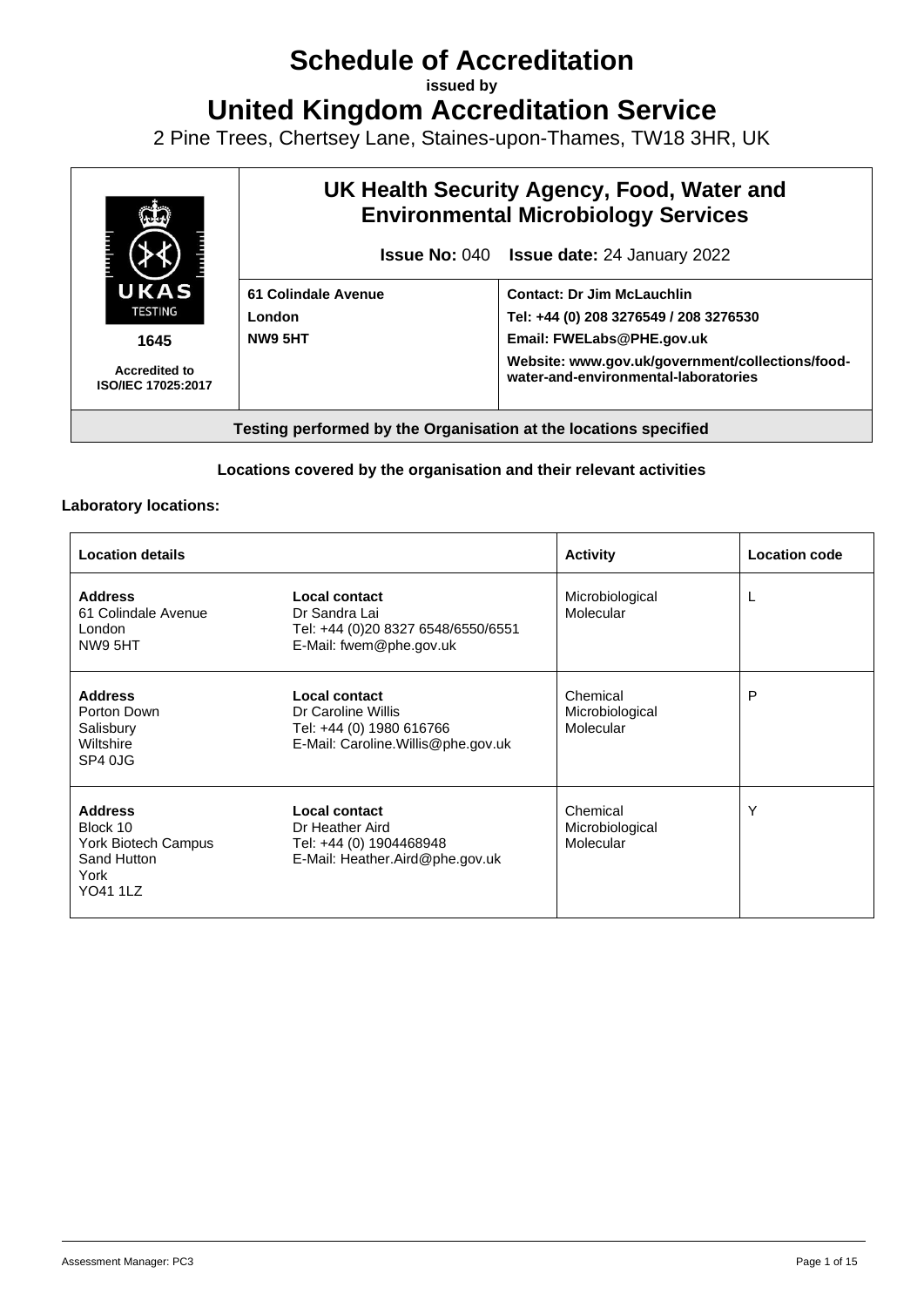# Schedule of Accreditation

**issued by**

# United Kingdom Accreditation Service

2 Pine Trees, Chertsey Lane, Staines-upon-Thames, TW18 3HR, UK

| UKAS TESTING 1645 Accredited to ISO/IEC 17025:2017 | **UK Health Security Agency, Food, Water and Environmental Microbiology Services** **Issue No:** 040 **Issue date:** 24 January 2022 | |
|---|---|---|
| | **61 Colindale Avenue** **London** **NW9 5HT** | **Contact: Dr Jim McLauchlin** **Tel: +44 (0) 208 3276549 / 208 3276530** **Email: FWELabs@PHE.gov.uk** **Website: www.gov.uk/government/collections/food-water-and-environmental-laboratories** |
| **Testing performed by the Organisation at the locations specified** | | |

**Locations covered by the organisation and their relevant activities**

**Laboratory locations:**

| Location details | | Activity | Location code |
|---|---|---|---|
| **Address** 61 Colindale Avenue London NW9 5HT | **Local contact** Dr Sandra Lai Tel: +44 (0)20 8327 6548/6550/6551 E-Mail: fwem@phe.gov.uk | Microbiological Molecular | L |
| **Address** Porton Down Salisbury Wiltshire SP4 0JG | **Local contact** Dr Caroline Willis Tel: +44 (0) 1980 616766 E-Mail: Caroline.Willis@phe.gov.uk | Chemical Microbiological Molecular | P |
| **Address** Block 10 York Biotech Campus Sand Hutton York YO41 1LZ | **Local contact** Dr Heather Aird Tel: +44 (0) 1904468948 E-Mail: Heather.Aird@phe.gov.uk | Chemical Microbiological Molecular | Y |

Assessment Manager: PC3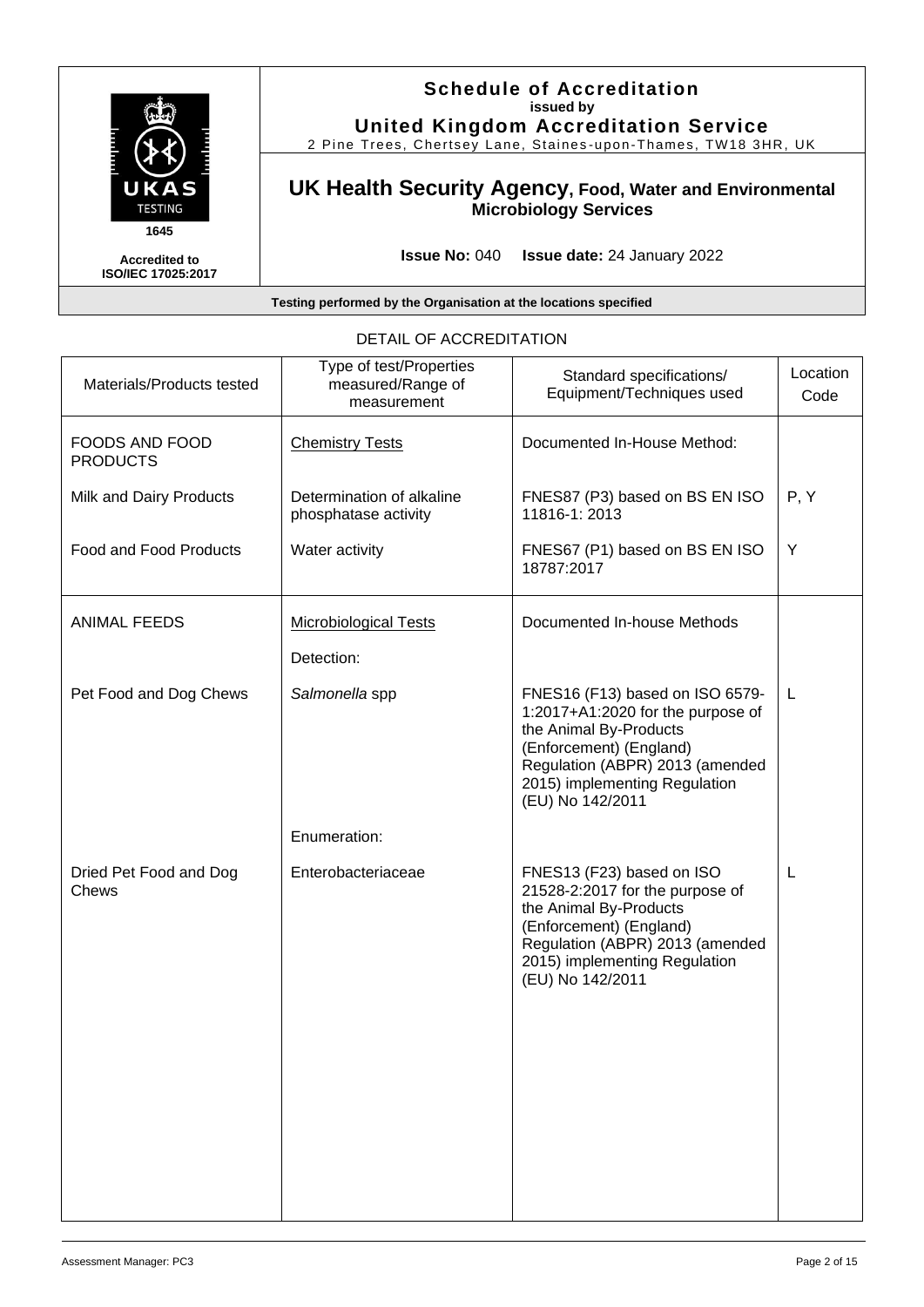# Schedule of Accreditation

**issued by**

**United Kingdom Accreditation Service**

2 Pine Trees, Chertsey Lane, Staines-upon-Thames, TW18 3HR, UK

UKAS TESTING 1645

Accredited to ISO/IEC 17025:2017

## UK Health Security Agency, Food, Water and Environmental Microbiology Services

**Issue No:** 040 **Issue date:** 24 January 2022

**Testing performed by the Organisation at the locations specified**

DETAIL OF ACCREDITATION

| Materials/Products tested | Type of test/Properties measured/Range of measurement | Standard specifications/ Equipment/Techniques used | Location Code |
|---|---|---|---|
| FOODS AND FOOD PRODUCTS | Chemistry Tests | Documented In-House Method: | |
| Milk and Dairy Products | Determination of alkaline phosphatase activity | FNES87 (P3) based on BS EN ISO 11816-1: 2013 | P, Y |
| Food and Food Products | Water activity | FNES67 (P1) based on BS EN ISO 18787:2017 | Y |
| ANIMAL FEEDS | Microbiological Tests | Documented In-house Methods | |
| | Detection: | | |
| Pet Food and Dog Chews | *Salmonella* spp | FNES16 (F13) based on ISO 6579-1:2017+A1:2020 for the purpose of the Animal By-Products (Enforcement) (England) Regulation (ABPR) 2013 (amended 2015) implementing Regulation (EU) No 142/2011 | L |
| | Enumeration: | | |
| Dried Pet Food and Dog Chews | Enterobacteriaceae | FNES13 (F23) based on ISO 21528-2:2017 for the purpose of the Animal By-Products (Enforcement) (England) Regulation (ABPR) 2013 (amended 2015) implementing Regulation (EU) No 142/2011 | L |

Assessment Manager: PC3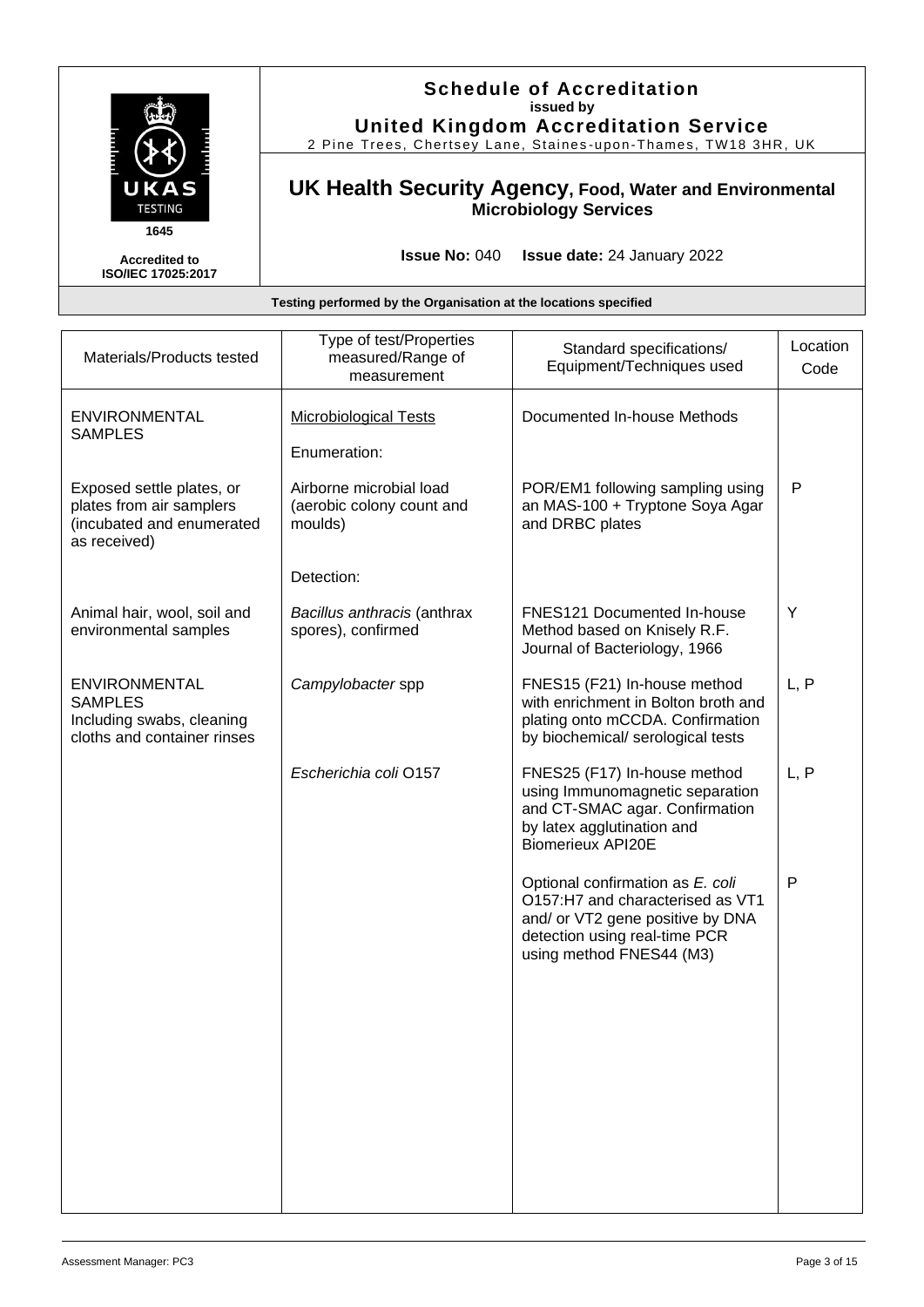**Schedule of Accreditation**
issued by
**United Kingdom Accreditation Service**
2 Pine Trees, Chertsey Lane, Staines-upon-Thames, TW18 3HR, UK

1645

Accredited to ISO/IEC 17025:2017

## UK Health Security Agency, Food, Water and Environmental Microbiology Services

**Issue No:** 040 **Issue date:** 24 January 2022

**Testing performed by the Organisation at the locations specified**

| Materials/Products tested | Type of test/Properties measured/Range of measurement | Standard specifications/ Equipment/Techniques used | Location Code |
|---|---|---|---|
| ENVIRONMENTAL SAMPLES | Microbiological Tests | Documented In-house Methods | |
| | Enumeration: | | |
| Exposed settle plates, or plates from air samplers (incubated and enumerated as received) | Airborne microbial load (aerobic colony count and moulds) | POR/EM1 following sampling using an MAS-100 + Tryptone Soya Agar and DRBC plates | P |
| | Detection: | | |
| Animal hair, wool, soil and environmental samples | *Bacillus anthracis* (anthrax spores), confirmed | FNES121 Documented In-house Method based on Knisely R.F. Journal of Bacteriology, 1966 | Y |
| ENVIRONMENTAL SAMPLES Including swabs, cleaning cloths and container rinses | *Campylobacter* spp | FNES15 (F21) In-house method with enrichment in Bolton broth and plating onto mCCDA. Confirmation by biochemical/ serological tests | L, P |
| | *Escherichia coli* O157 | FNES25 (F17) In-house method using Immunomagnetic separation and CT-SMAC agar. Confirmation by latex agglutination and Biomerieux API20E | L, P |
| | | Optional confirmation as *E. coli* O157:H7 and characterised as VT1 and/ or VT2 gene positive by DNA detection using real-time PCR using method FNES44 (M3) | P |

Assessment Manager: PC3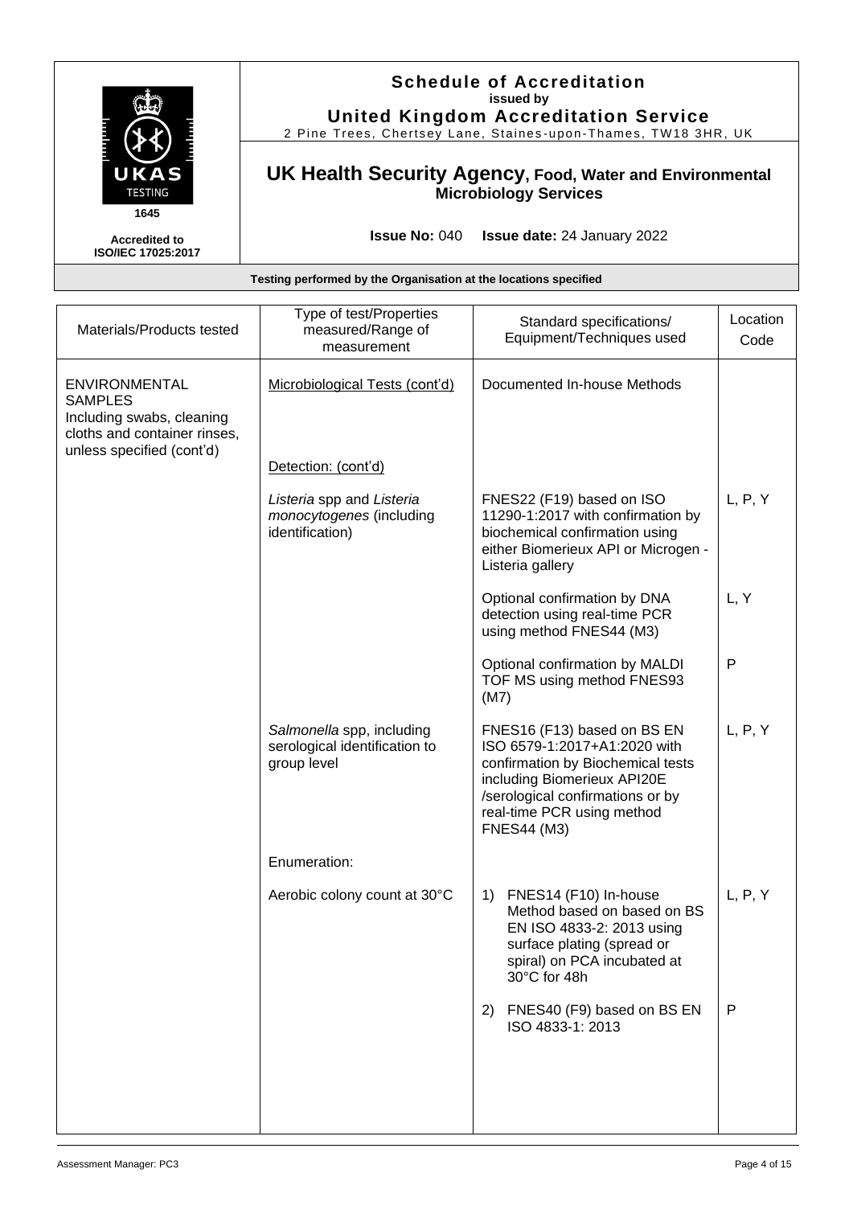**Schedule of Accreditation**
issued by
**United Kingdom Accreditation Service**
2 Pine Trees, Chertsey Lane, Staines-upon-Thames, TW18 3HR, UK

1645

Accredited to ISO/IEC 17025:2017

## UK Health Security Agency, Food, Water and Environmental Microbiology Services

**Issue No:** 040 **Issue date:** 24 January 2022

**Testing performed by the Organisation at the locations specified**

| Materials/Products tested | Type of test/Properties measured/Range of measurement | Standard specifications/ Equipment/Techniques used | Location Code |
|---|---|---|---|
| ENVIRONMENTAL SAMPLES<br>Including swabs, cleaning cloths and container rinses, unless specified (cont'd) | Microbiological Tests (cont'd) | Documented In-house Methods | |
| | Detection: (cont'd) | | |
| | *Listeria* spp and *Listeria monocytogenes* (including identification) | FNES22 (F19) based on ISO 11290-1:2017 with confirmation by biochemical confirmation using either Biomerieux API or Microgen - Listeria gallery | L, P, Y |
| | | Optional confirmation by DNA detection using real-time PCR using method FNES44 (M3) | L, Y |
| | | Optional confirmation by MALDI TOF MS using method FNES93 (M7) | P |
| | *Salmonella* spp, including serological identification to group level | FNES16 (F13) based on BS EN ISO 6579-1:2017+A1:2020 with confirmation by Biochemical tests including Biomerieux API20E /serological confirmations or by real-time PCR using method FNES44 (M3) | L, P, Y |
| | Enumeration: | | |
| | Aerobic colony count at 30°C | 1) FNES14 (F10) In-house Method based on based on BS EN ISO 4833-2: 2013 using surface plating (spread or spiral) on PCA incubated at 30°C for 48h | L, P, Y |
| | | 2) FNES40 (F9) based on BS EN ISO 4833-1: 2013 | P |

Assessment Manager: PC3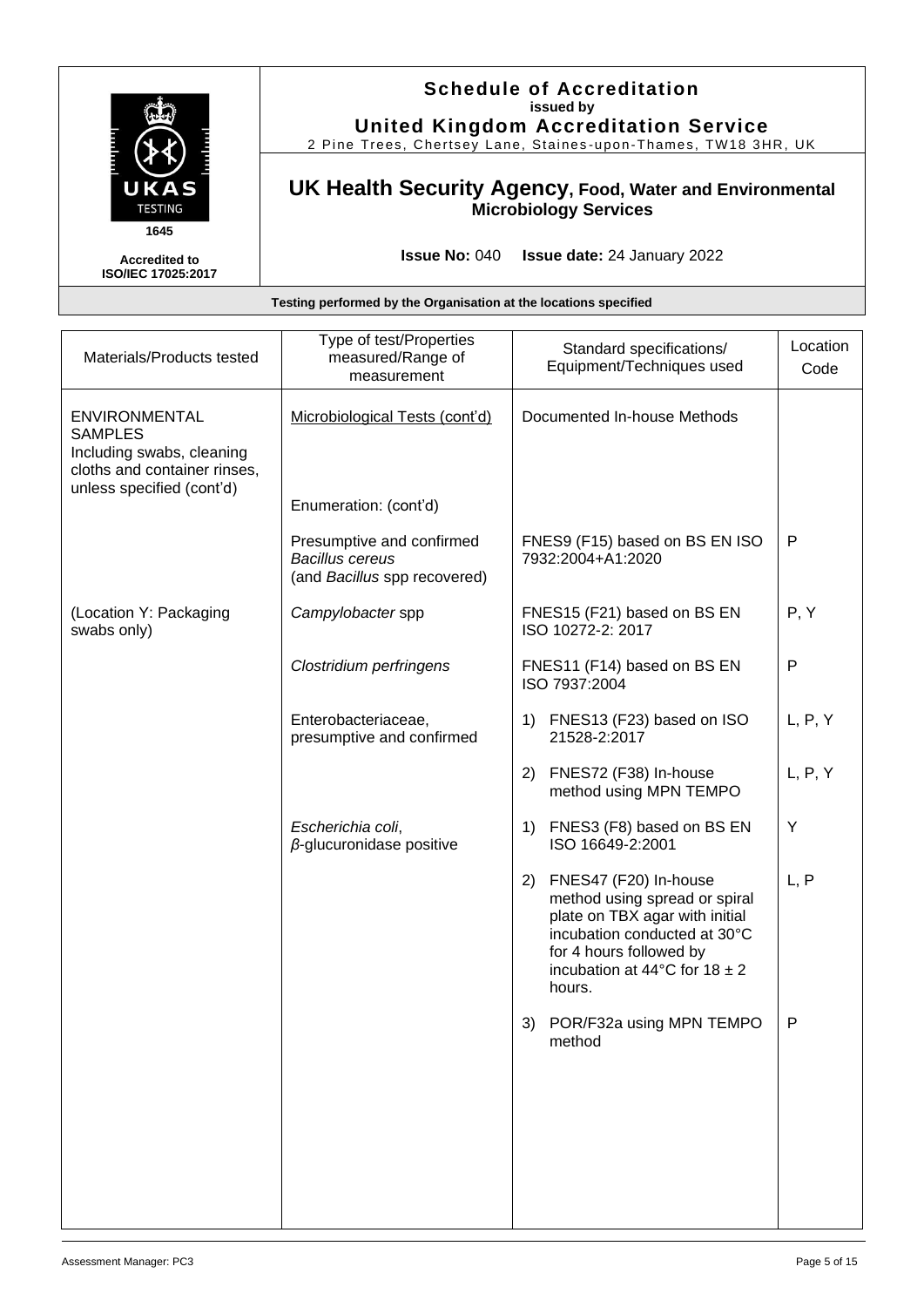# Schedule of Accreditation

issued by

**United Kingdom Accreditation Service**

2 Pine Trees, Chertsey Lane, Staines-upon-Thames, TW18 3HR, UK

1645

Accredited to ISO/IEC 17025:2017

## UK Health Security Agency, Food, Water and Environmental Microbiology Services

**Issue No:** 040 **Issue date:** 24 January 2022

**Testing performed by the Organisation at the locations specified**

| Materials/Products tested | Type of test/Properties measured/Range of measurement | Standard specifications/ Equipment/Techniques used | Location Code |
|---|---|---|---|
| ENVIRONMENTAL SAMPLES Including swabs, cleaning cloths and container rinses, unless specified (cont'd) | Microbiological Tests (cont'd) | Documented In-house Methods | |
| | Enumeration: (cont'd) | | |
| | Presumptive and confirmed *Bacillus cereus* (and *Bacillus* spp recovered) | FNES9 (F15) based on BS EN ISO 7932:2004+A1:2020 | P |
| (Location Y: Packaging swabs only) | *Campylobacter* spp | FNES15 (F21) based on BS EN ISO 10272-2: 2017 | P, Y |
| | *Clostridium perfringens* | FNES11 (F14) based on BS EN ISO 7937:2004 | P |
| | Enterobacteriaceae, presumptive and confirmed | 1) FNES13 (F23) based on ISO 21528-2:2017 | L, P, Y |
| | | 2) FNES72 (F38) In-house method using MPN TEMPO | L, P, Y |
| | *Escherichia coli*, *β*-glucuronidase positive | 1) FNES3 (F8) based on BS EN ISO 16649-2:2001 | Y |
| | | 2) FNES47 (F20) In-house method using spread or spiral plate on TBX agar with initial incubation conducted at 30°C for 4 hours followed by incubation at 44°C for 18 ± 2 hours. | L, P |
| | | 3) POR/F32a using MPN TEMPO method | P |

Assessment Manager: PC3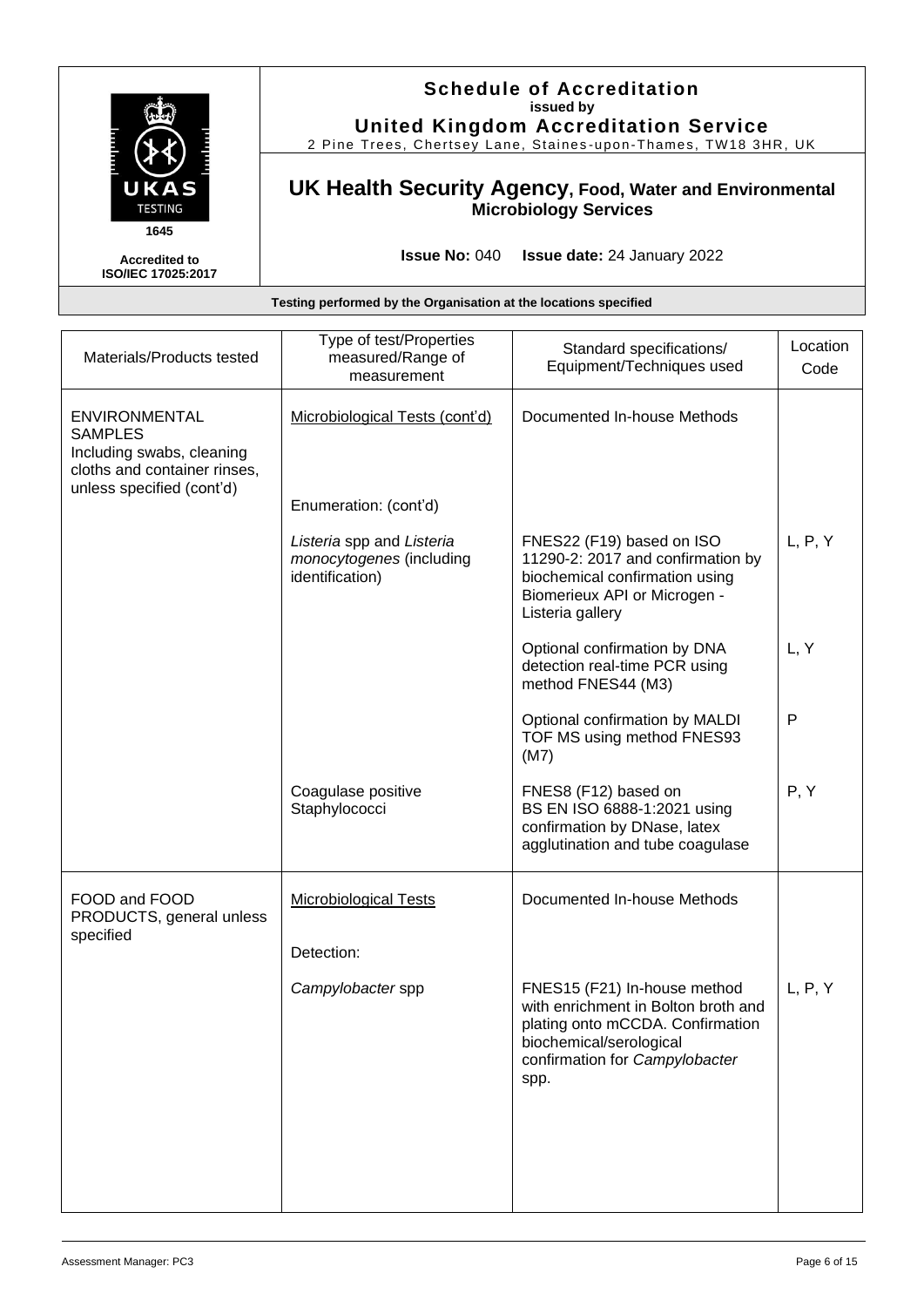# Schedule of Accreditation

issued by

**United Kingdom Accreditation Service**

2 Pine Trees, Chertsey Lane, Staines-upon-Thames, TW18 3HR, UK

1645

Accredited to ISO/IEC 17025:2017

## UK Health Security Agency, Food, Water and Environmental Microbiology Services

**Issue No:** 040 **Issue date:** 24 January 2022

**Testing performed by the Organisation at the locations specified**

| Materials/Products tested | Type of test/Properties measured/Range of measurement | Standard specifications/ Equipment/Techniques used | Location Code |
|---|---|---|---|
| ENVIRONMENTAL SAMPLES Including swabs, cleaning cloths and container rinses, unless specified (cont'd) | Microbiological Tests (cont'd) | Documented In-house Methods | |
| | Enumeration: (cont'd) | | |
| | *Listeria* spp and *Listeria monocytogenes* (including identification) | FNES22 (F19) based on ISO 11290-2: 2017 and confirmation by biochemical confirmation using Biomerieux API or Microgen - Listeria gallery | L, P, Y |
| | | Optional confirmation by DNA detection real-time PCR using method FNES44 (M3) | L, Y |
| | | Optional confirmation by MALDI TOF MS using method FNES93 (M7) | P |
| | Coagulase positive Staphylococci | FNES8 (F12) based on BS EN ISO 6888-1:2021 using confirmation by DNase, latex agglutination and tube coagulase | P, Y |
| FOOD and FOOD PRODUCTS, general unless specified | Microbiological Tests | Documented In-house Methods | |
| | Detection: | | |
| | *Campylobacter* spp | FNES15 (F21) In-house method with enrichment in Bolton broth and plating onto mCCDA. Confirmation biochemical/serological confirmation for *Campylobacter* spp. | L, P, Y |

Assessment Manager: PC3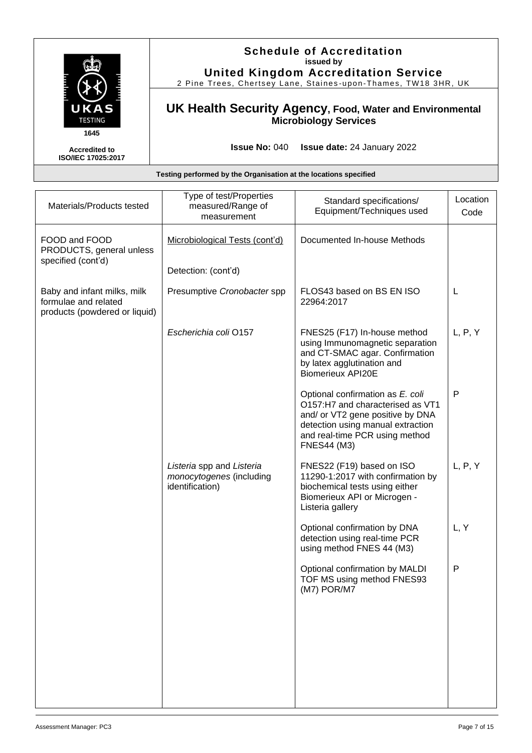# Schedule of Accreditation

issued by

**United Kingdom Accreditation Service**

2 Pine Trees, Chertsey Lane, Staines-upon-Thames, TW18 3HR, UK

1645

Accredited to ISO/IEC 17025:2017

## UK Health Security Agency, Food, Water and Environmental Microbiology Services

**Issue No:** 040 **Issue date:** 24 January 2022

**Testing performed by the Organisation at the locations specified**

| Materials/Products tested | Type of test/Properties measured/Range of measurement | Standard specifications/ Equipment/Techniques used | Location Code |
|---|---|---|---|
| FOOD and FOOD PRODUCTS, general unless specified (cont'd) | Microbiological Tests (cont'd)<br><br>Detection: (cont'd) | Documented In-house Methods | |
| Baby and infant milks, milk formulae and related products (powdered or liquid) | Presumptive *Cronobacter* spp | FLOS43 based on BS EN ISO 22964:2017 | L |
| | *Escherichia coli* O157 | FNES25 (F17) In-house method using Immunomagnetic separation and CT-SMAC agar. Confirmation by latex agglutination and Biomerieux API20E | L, P, Y |
| | | Optional confirmation as *E. coli* O157:H7 and characterised as VT1 and/ or VT2 gene positive by DNA detection using manual extraction and real-time PCR using method FNES44 (M3) | P |
| | *Listeria* spp and *Listeria monocytogenes* (including identification) | FNES22 (F19) based on ISO 11290-1:2017 with confirmation by biochemical tests using either Biomerieux API or Microgen - Listeria gallery | L, P, Y |
| | | Optional confirmation by DNA detection using real-time PCR using method FNES 44 (M3) | L, Y |
| | | Optional confirmation by MALDI TOF MS using method FNES93 (M7) POR/M7 | P |

Assessment Manager: PC3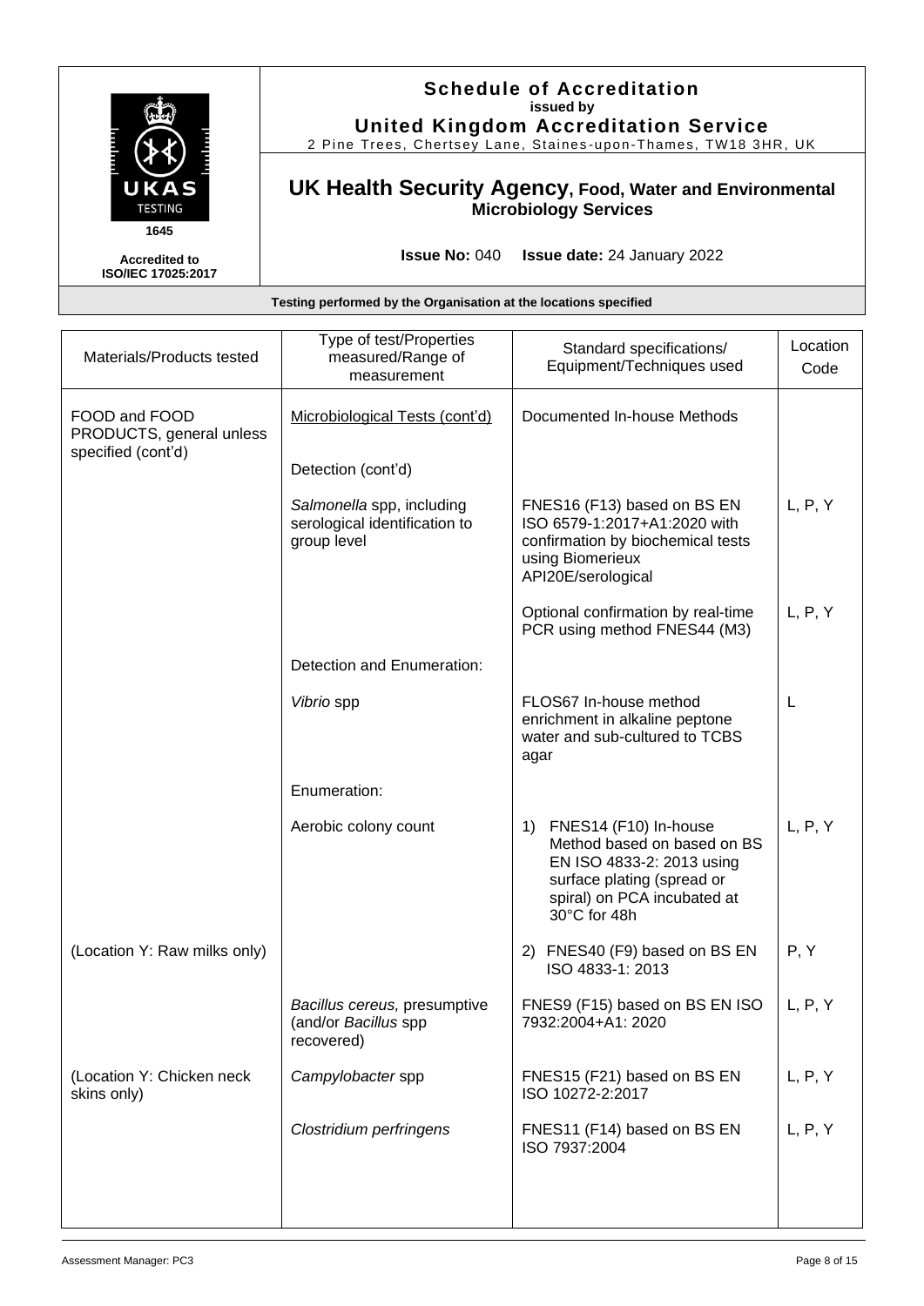# Schedule of Accreditation

issued by

**United Kingdom Accreditation Service**

2 Pine Trees, Chertsey Lane, Staines-upon-Thames, TW18 3HR, UK

1645

Accredited to ISO/IEC 17025:2017

## UK Health Security Agency, Food, Water and Environmental Microbiology Services

**Issue No:** 040 **Issue date:** 24 January 2022

**Testing performed by the Organisation at the locations specified**

| Materials/Products tested | Type of test/Properties measured/Range of measurement | Standard specifications/ Equipment/Techniques used | Location Code |
|---|---|---|---|
| FOOD and FOOD PRODUCTS, general unless specified (cont'd) | Microbiological Tests (cont'd) | Documented In-house Methods | |
| | Detection (cont'd) | | |
| | *Salmonella* spp, including serological identification to group level | FNES16 (F13) based on BS EN ISO 6579-1:2017+A1:2020 with confirmation by biochemical tests using Biomerieux API20E/serological | L, P, Y |
| | | Optional confirmation by real-time PCR using method FNES44 (M3) | L, P, Y |
| | Detection and Enumeration: | | |
| | *Vibrio* spp | FLOS67 In-house method enrichment in alkaline peptone water and sub-cultured to TCBS agar | L |
| | Enumeration: | | |
| | Aerobic colony count | 1) FNES14 (F10) In-house Method based on based on BS EN ISO 4833-2: 2013 using surface plating (spread or spiral) on PCA incubated at 30°C for 48h | L, P, Y |
| (Location Y: Raw milks only) | | 2) FNES40 (F9) based on BS EN ISO 4833-1: 2013 | P, Y |
| | *Bacillus cereus,* presumptive (and/or *Bacillus* spp recovered) | FNES9 (F15) based on BS EN ISO 7932:2004+A1: 2020 | L, P, Y |
| (Location Y: Chicken neck skins only) | *Campylobacter* spp | FNES15 (F21) based on BS EN ISO 10272-2:2017 | L, P, Y |
| | *Clostridium perfringens* | FNES11 (F14) based on BS EN ISO 7937:2004 | L, P, Y |

Assessment Manager: PC3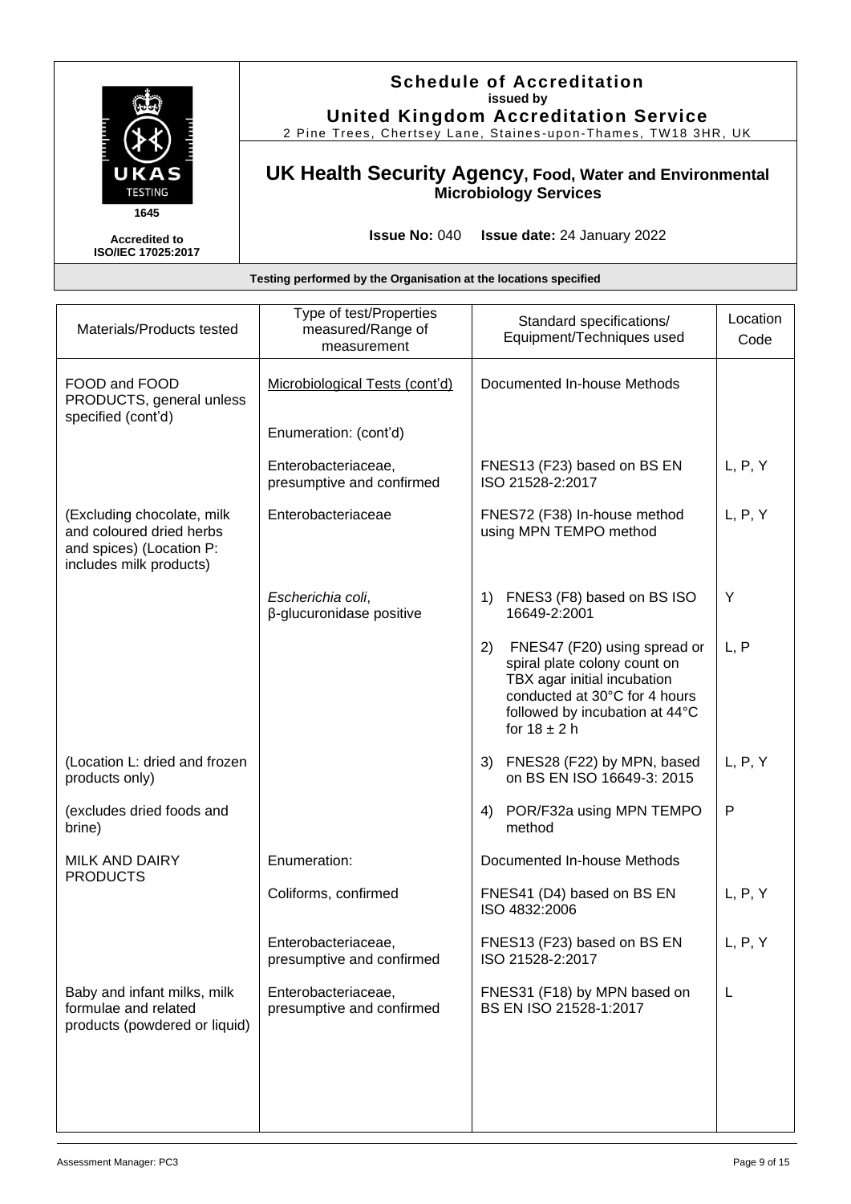# Schedule of Accreditation
issued by
**United Kingdom Accreditation Service**
2 Pine Trees, Chertsey Lane, Staines-upon-Thames, TW18 3HR, UK

1645

Accredited to ISO/IEC 17025:2017

## UK Health Security Agency, Food, Water and Environmental Microbiology Services

**Issue No:** 040 **Issue date:** 24 January 2022

**Testing performed by the Organisation at the locations specified**

| Materials/Products tested | Type of test/Properties measured/Range of measurement | Standard specifications/ Equipment/Techniques used | Location Code |
|---|---|---|---|
| FOOD and FOOD PRODUCTS, general unless specified (cont'd) | Microbiological Tests (cont'd) | Documented In-house Methods | |
| | Enumeration: (cont'd) | | |
| | Enterobacteriaceae, presumptive and confirmed | FNES13 (F23) based on BS EN ISO 21528-2:2017 | L, P, Y |
| (Excluding chocolate, milk and coloured dried herbs and spices) (Location P: includes milk products) | Enterobacteriaceae | FNES72 (F38) In-house method using MPN TEMPO method | L, P, Y |
| | *Escherichia coli*, β-glucuronidase positive | 1) FNES3 (F8) based on BS ISO 16649-2:2001 | Y |
| | | 2) FNES47 (F20) using spread or spiral plate colony count on TBX agar initial incubation conducted at 30°C for 4 hours followed by incubation at 44°C for 18 ± 2 h | L, P |
| (Location L: dried and frozen products only) | | 3) FNES28 (F22) by MPN, based on BS EN ISO 16649-3: 2015 | L, P, Y |
| (excludes dried foods and brine) | | 4) POR/F32a using MPN TEMPO method | P |
| MILK AND DAIRY PRODUCTS | Enumeration: | Documented In-house Methods | |
| | Coliforms, confirmed | FNES41 (D4) based on BS EN ISO 4832:2006 | L, P, Y |
| | Enterobacteriaceae, presumptive and confirmed | FNES13 (F23) based on BS EN ISO 21528-2:2017 | L, P, Y |
| Baby and infant milks, milk formulae and related products (powdered or liquid) | Enterobacteriaceae, presumptive and confirmed | FNES31 (F18) by MPN based on BS EN ISO 21528-1:2017 | L |

Assessment Manager: PC3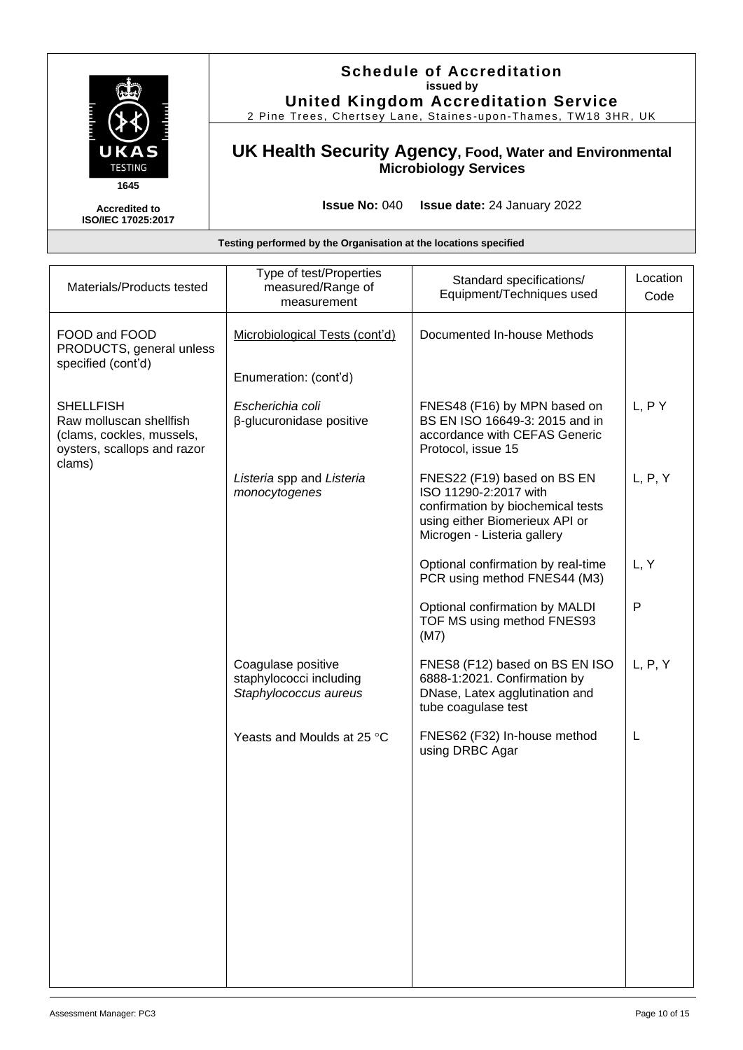# Schedule of Accreditation

issued by

**United Kingdom Accreditation Service**

2 Pine Trees, Chertsey Lane, Staines-upon-Thames, TW18 3HR, UK

## UK Health Security Agency, Food, Water and Environmental Microbiology Services

1645

Accredited to ISO/IEC 17025:2017

**Issue No:** 040 **Issue date:** 24 January 2022

**Testing performed by the Organisation at the locations specified**

| Materials/Products tested | Type of test/Properties measured/Range of measurement | Standard specifications/ Equipment/Techniques used | Location Code |
|---|---|---|---|
| FOOD and FOOD PRODUCTS, general unless specified (cont'd) | Microbiological Tests (cont'd)<br><br>Enumeration: (cont'd) | Documented In-house Methods | |
| SHELLFISH<br>Raw molluscan shellfish (clams, cockles, mussels, oysters, scallops and razor clams) | *Escherichia coli* β-glucuronidase positive | FNES48 (F16) by MPN based on BS EN ISO 16649-3: 2015 and in accordance with CEFAS Generic Protocol, issue 15 | L, P Y |
| | *Listeria* spp and *Listeria monocytogenes* | FNES22 (F19) based on BS EN ISO 11290-2:2017 with confirmation by biochemical tests using either Biomerieux API or Microgen - Listeria gallery | L, P, Y |
| | | Optional confirmation by real-time PCR using method FNES44 (M3) | L, Y |
| | | Optional confirmation by MALDI TOF MS using method FNES93 (M7) | P |
| | Coagulase positive staphylococci including *Staphylococcus aureus* | FNES8 (F12) based on BS EN ISO 6888-1:2021. Confirmation by DNase, Latex agglutination and tube coagulase test | L, P, Y |
| | Yeasts and Moulds at 25 °C | FNES62 (F32) In-house method using DRBC Agar | L |

Assessment Manager: PC3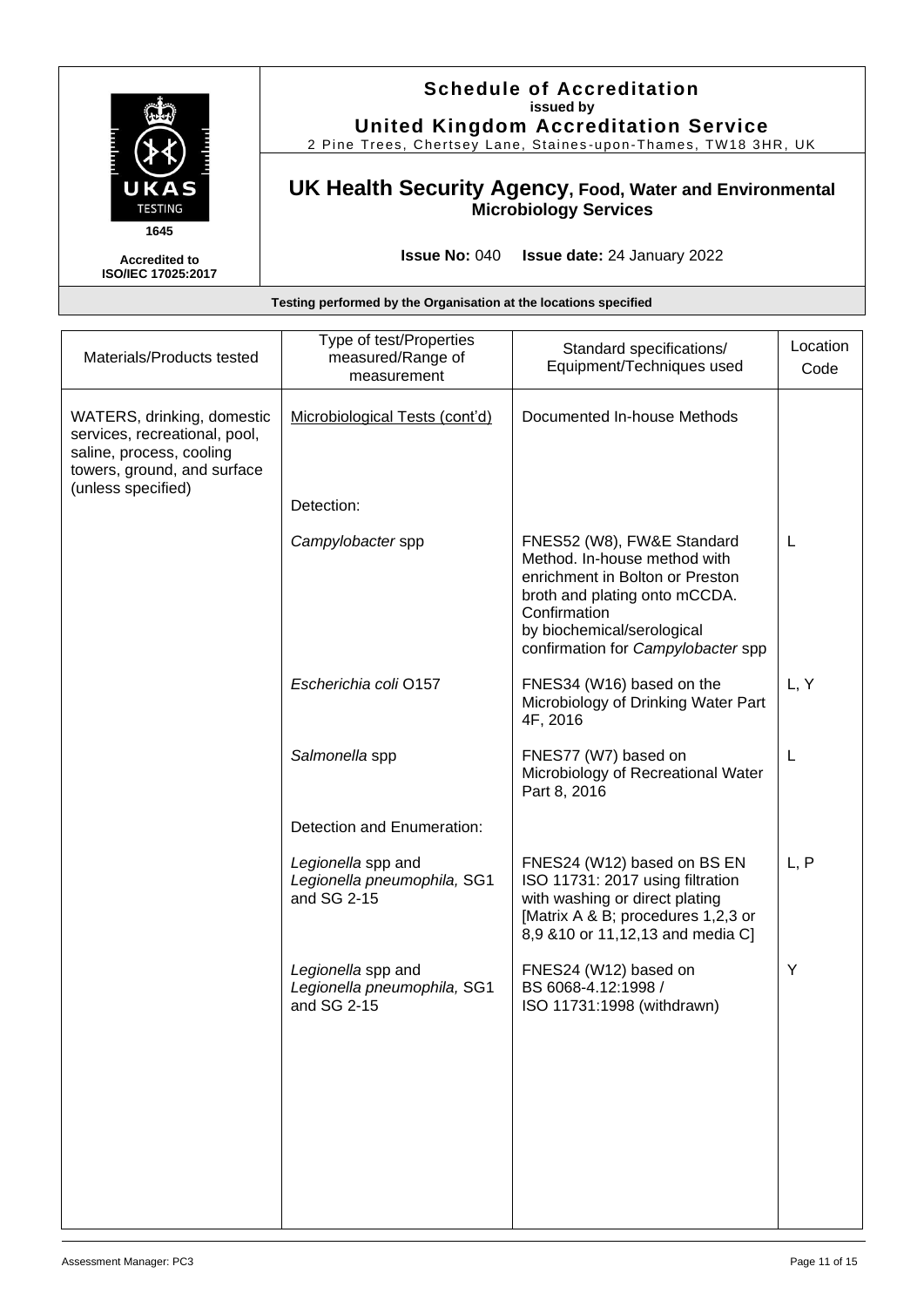# Schedule of Accreditation

issued by

**United Kingdom Accreditation Service**

2 Pine Trees, Chertsey Lane, Staines-upon-Thames, TW18 3HR, UK

1645

Accredited to ISO/IEC 17025:2017

## UK Health Security Agency, Food, Water and Environmental Microbiology Services

**Issue No:** 040 **Issue date:** 24 January 2022

**Testing performed by the Organisation at the locations specified**

| Materials/Products tested | Type of test/Properties measured/Range of measurement | Standard specifications/ Equipment/Techniques used | Location Code |
|---|---|---|---|
| WATERS, drinking, domestic services, recreational, pool, saline, process, cooling towers, ground, and surface (unless specified) | Microbiological Tests (cont'd) | Documented In-house Methods | |
| | Detection: | | |
| | *Campylobacter* spp | FNES52 (W8), FW&E Standard Method. In-house method with enrichment in Bolton or Preston broth and plating onto mCCDA. Confirmation by biochemical/serological confirmation for *Campylobacter* spp | L |
| | *Escherichia coli* O157 | FNES34 (W16) based on the Microbiology of Drinking Water Part 4F, 2016 | L, Y |
| | *Salmonella* spp | FNES77 (W7) based on Microbiology of Recreational Water Part 8, 2016 | L |
| | Detection and Enumeration: | | |
| | *Legionella* spp and *Legionella pneumophila,* SG1 and SG 2-15 | FNES24 (W12) based on BS EN ISO 11731: 2017 using filtration with washing or direct plating [Matrix A & B; procedures 1,2,3 or 8,9 &10 or 11,12,13 and media C] | L, P |
| | *Legionella* spp and *Legionella pneumophila,* SG1 and SG 2-15 | FNES24 (W12) based on BS 6068-4.12:1998 / ISO 11731:1998 (withdrawn) | Y |

Assessment Manager: PC3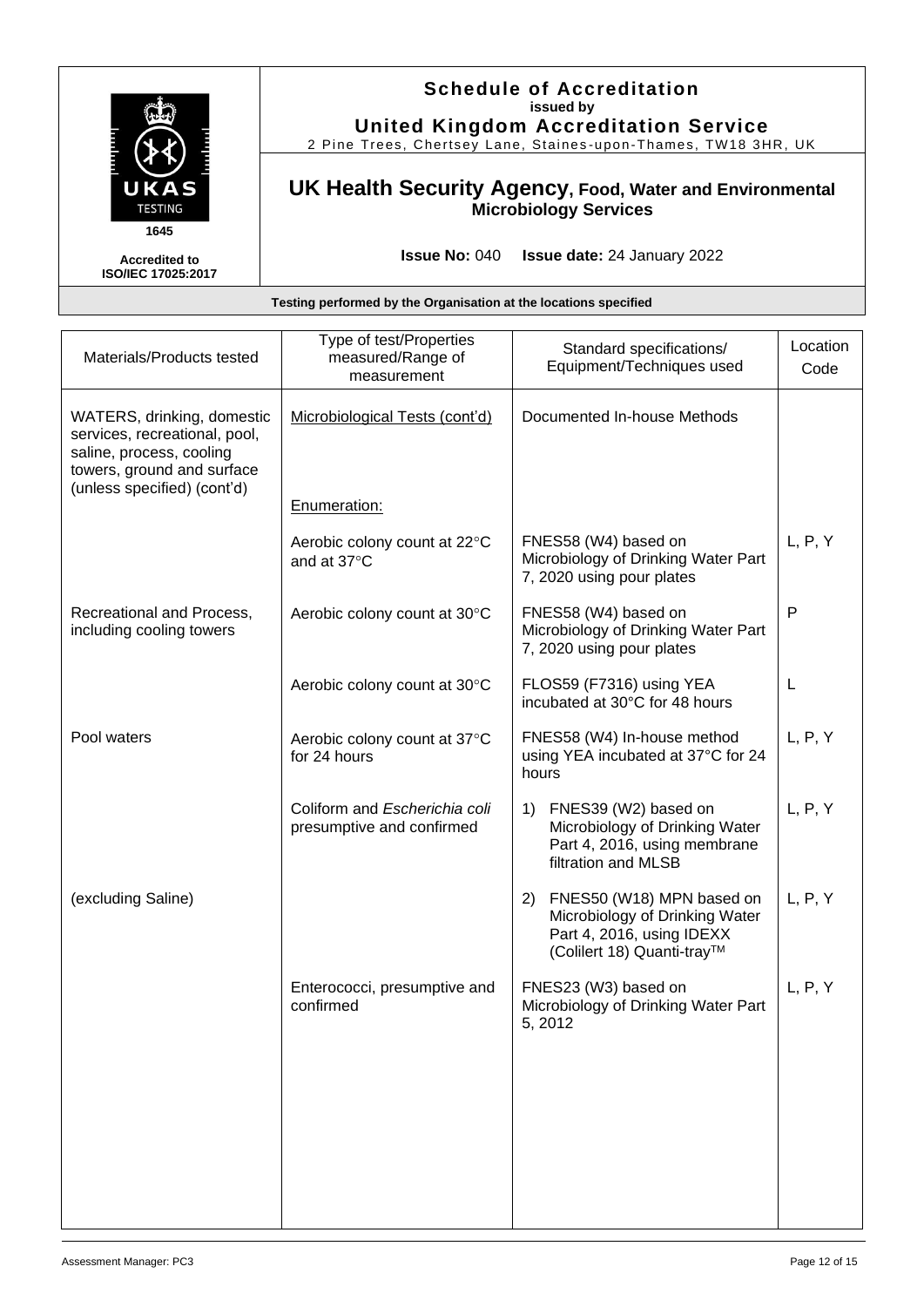# Schedule of Accreditation

issued by

**United Kingdom Accreditation Service**

2 Pine Trees, Chertsey Lane, Staines-upon-Thames, TW18 3HR, UK

## UK Health Security Agency, Food, Water and Environmental Microbiology Services

1645

Accredited to ISO/IEC 17025:2017

**Issue No:** 040 **Issue date:** 24 January 2022

**Testing performed by the Organisation at the locations specified**

| Materials/Products tested | Type of test/Properties measured/Range of measurement | Standard specifications/ Equipment/Techniques used | Location Code |
|---|---|---|---|
| WATERS, drinking, domestic services, recreational, pool, saline, process, cooling towers, ground and surface (unless specified) (cont'd) | Microbiological Tests (cont'd) | Documented In-house Methods | |
| | Enumeration: | | |
| | Aerobic colony count at 22°C and at 37°C | FNES58 (W4) based on Microbiology of Drinking Water Part 7, 2020 using pour plates | L, P, Y |
| Recreational and Process, including cooling towers | Aerobic colony count at 30°C | FNES58 (W4) based on Microbiology of Drinking Water Part 7, 2020 using pour plates | P |
| | Aerobic colony count at 30°C | FLOS59 (F7316) using YEA incubated at 30°C for 48 hours | L |
| Pool waters | Aerobic colony count at 37°C for 24 hours | FNES58 (W4) In-house method using YEA incubated at 37°C for 24 hours | L, P, Y |
| | Coliform and *Escherichia coli* presumptive and confirmed | 1) FNES39 (W2) based on Microbiology of Drinking Water Part 4, 2016, using membrane filtration and MLSB | L, P, Y |
| (excluding Saline) | | 2) FNES50 (W18) MPN based on Microbiology of Drinking Water Part 4, 2016, using IDEXX (Colilert 18) Quanti-tray™ | L, P, Y |
| | Enterococci, presumptive and confirmed | FNES23 (W3) based on Microbiology of Drinking Water Part 5, 2012 | L, P, Y |

Assessment Manager: PC3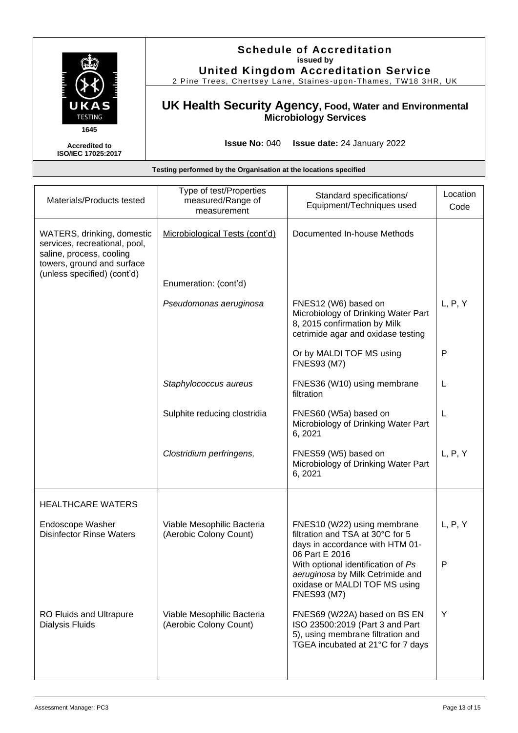# Schedule of Accreditation
**issued by**
**United Kingdom Accreditation Service**
2 Pine Trees, Chertsey Lane, Staines-upon-Thames, TW18 3HR, UK

1645

Accredited to ISO/IEC 17025:2017

## UK Health Security Agency, Food, Water and Environmental Microbiology Services

**Issue No:** 040 **Issue date:** 24 January 2022

**Testing performed by the Organisation at the locations specified**

| Materials/Products tested | Type of test/Properties measured/Range of measurement | Standard specifications/ Equipment/Techniques used | Location Code |
|---|---|---|---|
| WATERS, drinking, domestic services, recreational, pool, saline, process, cooling towers, ground and surface (unless specified) (cont'd) | Microbiological Tests (cont'd) | Documented In-house Methods | |
| | Enumeration: (cont'd) | | |
| | *Pseudomonas aeruginosa* | FNES12 (W6) based on Microbiology of Drinking Water Part 8, 2015 confirmation by Milk cetrimide agar and oxidase testing | L, P, Y |
| | | Or by MALDI TOF MS using FNES93 (M7) | P |
| | *Staphylococcus aureus* | FNES36 (W10) using membrane filtration | L |
| | Sulphite reducing clostridia | FNES60 (W5a) based on Microbiology of Drinking Water Part 6, 2021 | L |
| | *Clostridium perfringens,* | FNES59 (W5) based on Microbiology of Drinking Water Part 6, 2021 | L, P, Y |
| HEALTHCARE WATERS | | | |
| Endoscope Washer Disinfector Rinse Waters | Viable Mesophilic Bacteria (Aerobic Colony Count) | FNES10 (W22) using membrane filtration and TSA at 30°C for 5 days in accordance with HTM 01-06 Part E 2016 | L, P, Y |
| | | With optional identification of *Ps aeruginosa* by Milk Cetrimide and oxidase or MALDI TOF MS using FNES93 (M7) | P |
| RO Fluids and Ultrapure Dialysis Fluids | Viable Mesophilic Bacteria (Aerobic Colony Count) | FNES69 (W22A) based on BS EN ISO 23500:2019 (Part 3 and Part 5), using membrane filtration and TGEA incubated at 21°C for 7 days | Y |

Assessment Manager: PC3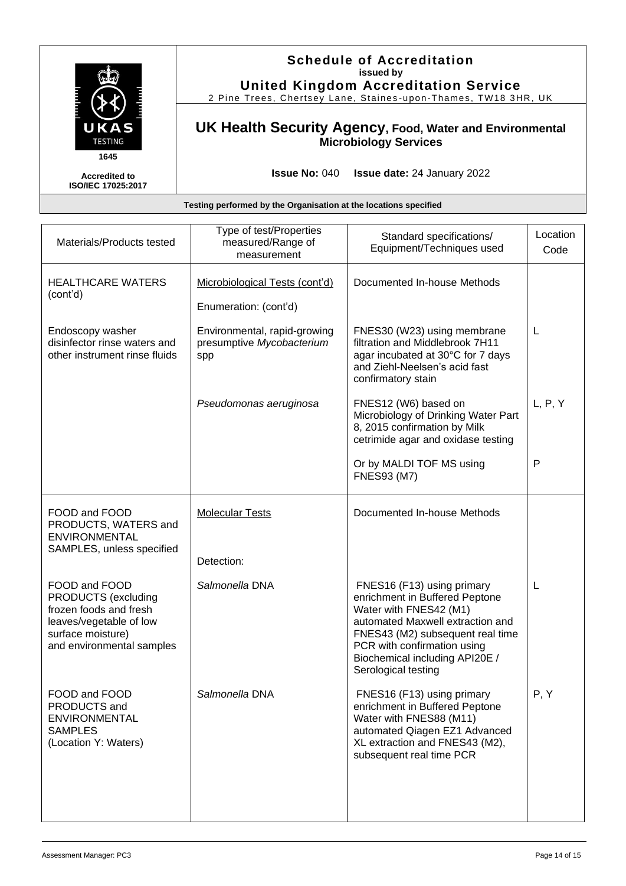# Schedule of Accreditation

**issued by**

**United Kingdom Accreditation Service**

2 Pine Trees, Chertsey Lane, Staines-upon-Thames, TW18 3HR, UK

UKAS TESTING 1645

Accredited to ISO/IEC 17025:2017

## UK Health Security Agency, Food, Water and Environmental Microbiology Services

**Issue No:** 040 **Issue date:** 24 January 2022

**Testing performed by the Organisation at the locations specified**

| Materials/Products tested | Type of test/Properties measured/Range of measurement | Standard specifications/ Equipment/Techniques used | Location Code |
|---|---|---|---|
| HEALTHCARE WATERS (cont'd) | Microbiological Tests (cont'd)<br><br>Enumeration: (cont'd) | Documented In-house Methods | |
| Endoscopy washer disinfector rinse waters and other instrument rinse fluids | Environmental, rapid-growing presumptive *Mycobacterium* spp | FNES30 (W23) using membrane filtration and Middlebrook 7H11 agar incubated at 30°C for 7 days and Ziehl-Neelsen's acid fast confirmatory stain | L |
| | *Pseudomonas aeruginosa* | FNES12 (W6) based on Microbiology of Drinking Water Part 8, 2015 confirmation by Milk cetrimide agar and oxidase testing | L, P, Y |
| | | Or by MALDI TOF MS using FNES93 (M7) | P |
| FOOD and FOOD PRODUCTS, WATERS and ENVIRONMENTAL SAMPLES, unless specified | Molecular Tests<br><br>Detection: | Documented In-house Methods | |
| FOOD and FOOD PRODUCTS (excluding frozen foods and fresh leaves/vegetable of low surface moisture) and environmental samples | *Salmonella* DNA | FNES16 (F13) using primary enrichment in Buffered Peptone Water with FNES42 (M1) automated Maxwell extraction and FNES43 (M2) subsequent real time PCR with confirmation using Biochemical including API20E / Serological testing | L |
| FOOD and FOOD PRODUCTS and ENVIRONMENTAL SAMPLES (Location Y: Waters) | *Salmonella* DNA | FNES16 (F13) using primary enrichment in Buffered Peptone Water with FNES88 (M11) automated Qiagen EZ1 Advanced XL extraction and FNES43 (M2), subsequent real time PCR | P, Y |

Assessment Manager: PC3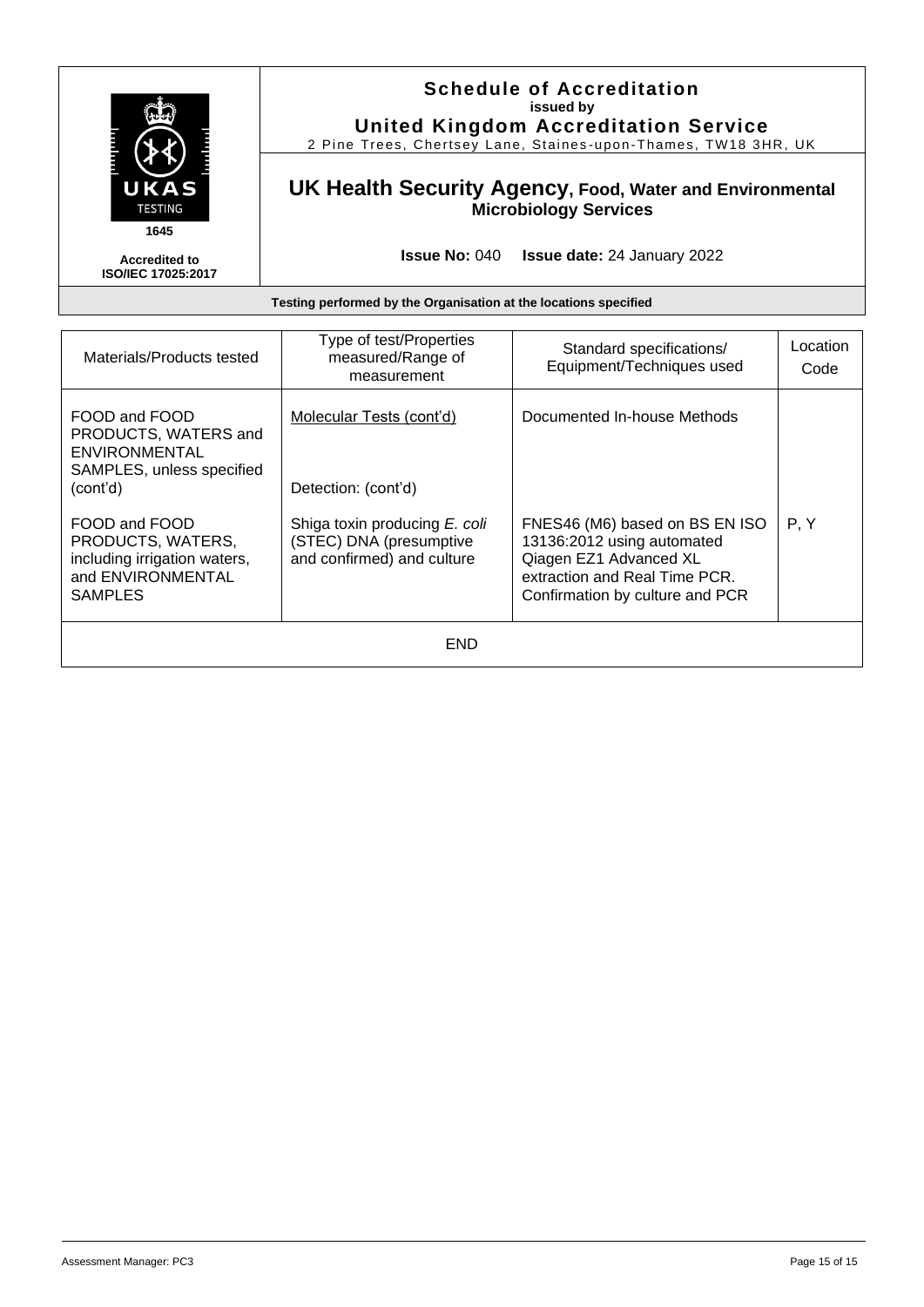| Materials/Products tested | Type of test/Properties measured/Range of measurement | Standard specifications/ Equipment/Techniques used | Location Code |
|---|---|---|---|
| FOOD and FOOD PRODUCTS, WATERS and ENVIRONMENTAL SAMPLES, unless specified (cont'd) | Molecular Tests (cont'd)<br><br>Detection: (cont'd) | Documented In-house Methods | |
| FOOD and FOOD PRODUCTS, WATERS, including irrigation waters, and ENVIRONMENTAL SAMPLES | Shiga toxin producing *E. coli* (STEC) DNA (presumptive and confirmed) and culture | FNES46 (M6) based on BS EN ISO 13136:2012 using automated Qiagen EZ1 Advanced XL extraction and Real Time PCR. Confirmation by culture and PCR | P, Y |

END